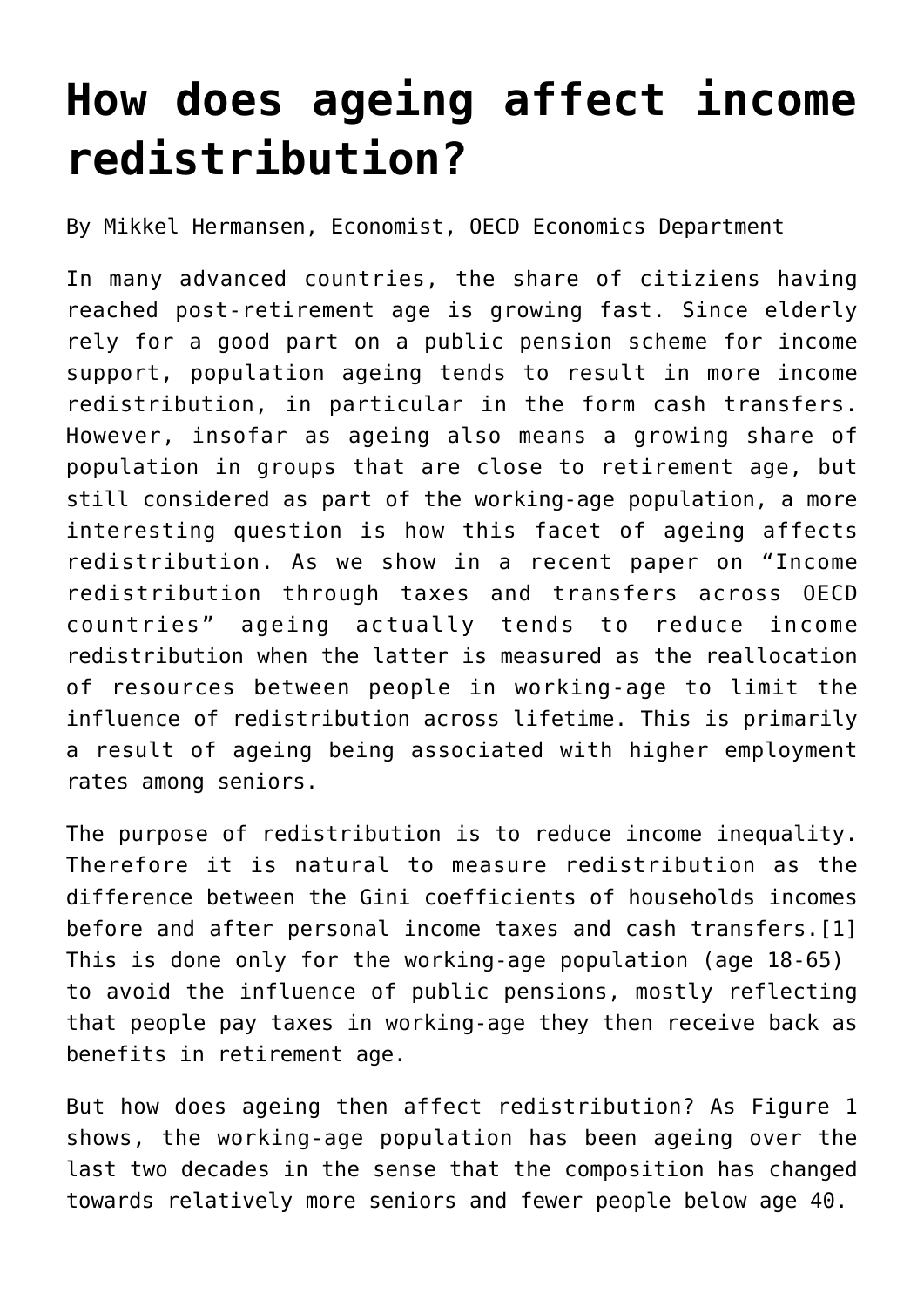# How does ageing affect income redistribution?

By Mikkel Hermansen, Economist, OECD Economics Department

In many advanced countries, the share of citiziens having reached post-retirement age is growing fast. Since elderly rely for a good part on a public pension scheme for income support, population ageing tends to result in more income redistribution, in particular in the form cash transfers. However, insofar as ageing also means a growing share of population in groups that are close to retirement age, but still considered as part of the working-age population, a more interesting question is how this facet of ageing affects redistribution. As we show in a recent paper on "Income redistribution through taxes and transfers across OECD countries" ageing actually tends to reduce income redistribution when the latter is measured as the reallocation of resources between people in working-age to limit the influence of redistribution across lifetime. This is primarily a result of ageing being associated with higher employment rates among seniors.

The purpose of redistribution is to reduce income inequality. Therefore it is natural to measure redistribution as the difference between the Gini coefficients of households incomes before and after personal income taxes and cash transfers.[1] This is done only for the working-age population (age 18-65) to avoid the influence of public pensions, mostly reflecting that people pay taxes in working-age they then receive back as benefits in retirement age.

But how does ageing then affect redistribution? As Figure 1 shows, the working-age population has been ageing over the last two decades in the sense that the composition has changed towards relatively more seniors and fewer people below age 40.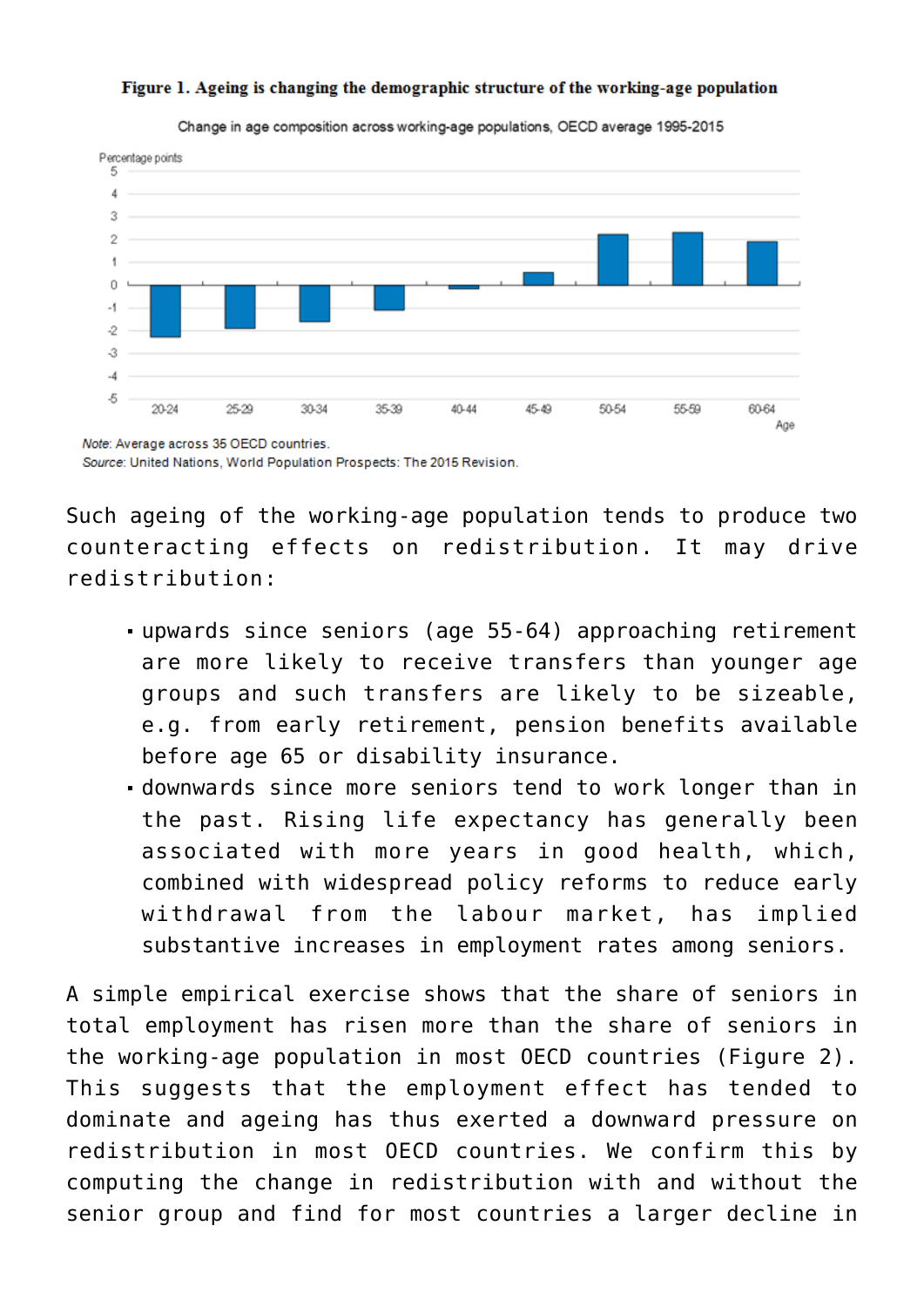**Figure 1. Ageing is changing the demographic structure of the working-age population**

Change in age composition across working-age populations, OECD average 1995-2015

*Note*: Average across 35 OECD countries.
*Source*: United Nations, World Population Prospects: The 2015 Revision.

Such ageing of the working-age population tends to produce two counteracting effects on redistribution. It may drive redistribution:

- upwards since seniors (age 55-64) approaching retirement are more likely to receive transfers than younger age groups and such transfers are likely to be sizeable, e.g. from early retirement, pension benefits available before age 65 or disability insurance.
- downwards since more seniors tend to work longer than in the past. Rising life expectancy has generally been associated with more years in good health, which, combined with widespread policy reforms to reduce early withdrawal from the labour market, has implied substantive increases in employment rates among seniors.

A simple empirical exercise shows that the share of seniors in total employment has risen more than the share of seniors in the working-age population in most OECD countries (Figure 2). This suggests that the employment effect has tended to dominate and ageing has thus exerted a downward pressure on redistribution in most OECD countries. We confirm this by computing the change in redistribution with and without the senior group and find for most countries a larger decline in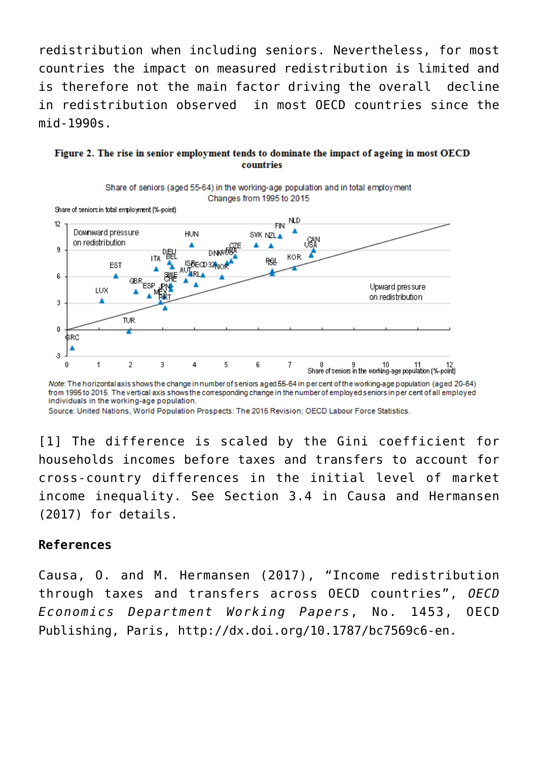redistribution when including seniors. Nevertheless, for most countries the impact on measured redistribution is limited and is therefore not the main factor driving the overall decline in redistribution observed in most OECD countries since the mid-1990s.

**Figure 2. The rise in senior employment tends to dominate the impact of ageing in most OECD countries**

Share of seniors (aged 55-64) in the working-age population and in total employment
Changes from 1995 to 2015

Share of seniors in total employment (%-point)

Downward pressure on redistribution

Upward pressure on redistribution

Share of seniors in the working-age population (%-point)

12
9
6
3
0
-3

0 1 2 3 4 5 6 7 8 9 10 11 12

GRC, TUR, LUX, EST, GBR, ESP, ITA, DEU, BEL, MEX, PRT, JPN, SWE, CHE, AUT, ISR, OECD32, IRL, HUN, DNK, AUS, CZE, FRA, NOR, SVK, NZL, FIN, NLD, POL, ISL, KOR, CAN, USA

*Note:* The horizontal axis shows the change in number of seniors aged 55-64 in per cent of the working-age population (aged 20-64) from 1995 to 2015. The vertical axis shows the corresponding change in the number of employed seniors in per cent of all employed individuals in the working-age population.

Source: United Nations, World Population Prospects: The 2015 Revision; OECD Labour Force Statistics.

[1] The difference is scaled by the Gini coefficient for households incomes before taxes and transfers to account for cross-country differences in the initial level of market income inequality. See Section 3.4 in Causa and Hermansen (2017) for details.

**References**

Causa, O. and M. Hermansen (2017), “Income redistribution through taxes and transfers across OECD countries”, *OECD Economics Department Working Papers*, No. 1453, OECD Publishing, Paris, http://dx.doi.org/10.1787/bc7569c6-en.